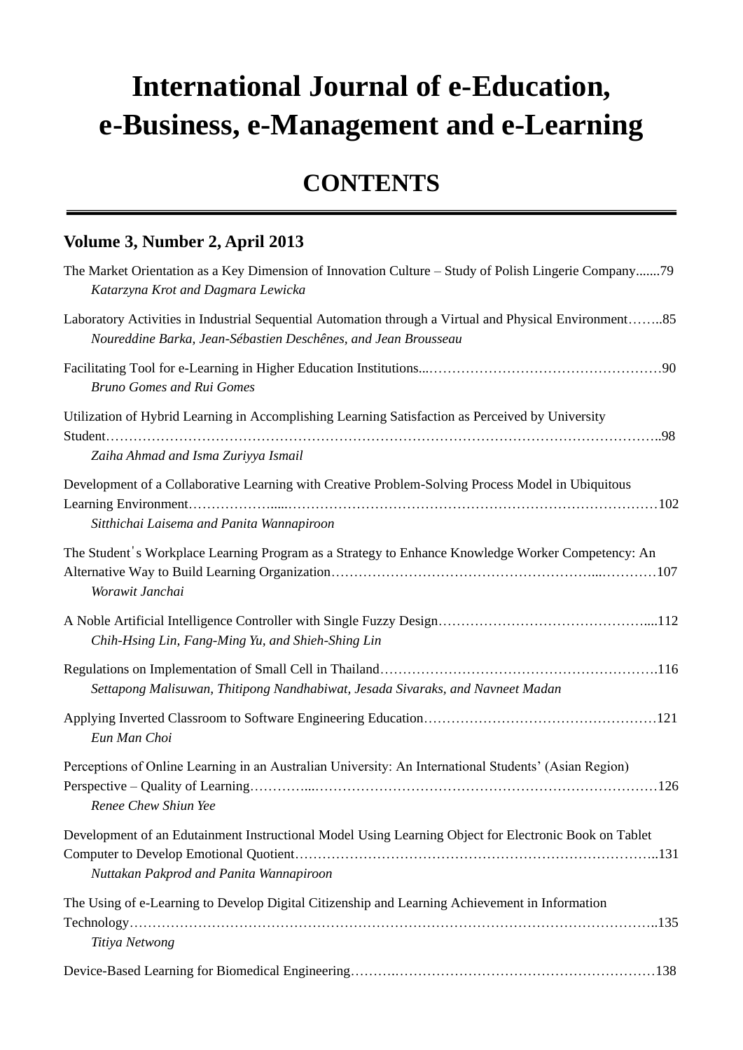# International Journal of e-Education, e-Business, e-Management and e-Learning

## CONTENTS

### Volume 3, Number 2, April 2013

The Market Orientation as a Key Dimension of Innovation Culture – Study of Polish Lingerie Company.......79
*Katarzyna Krot and Dagmara Lewicka*

Laboratory Activities in Industrial Sequential Automation through a Virtual and Physical Environment……..85
*Noureddine Barka, Jean-Sébastien Deschênes, and Jean Brousseau*

Facilitating Tool for e-Learning in Higher Education Institutions...……………………………………………90
*Bruno Gomes and Rui Gomes*

Utilization of Hybrid Learning in Accomplishing Learning Satisfaction as Perceived by University Student………………………………………………………………………………………………………..98
*Zaiha Ahmad and Isma Zuriyya Ismail*

Development of a Collaborative Learning with Creative Problem-Solving Process Model in Ubiquitous Learning Environment………………....………………………………………………………………………102
*Sitthichai Laisema and Panita Wannapiroon*

The Student's Workplace Learning Program as a Strategy to Enhance Knowledge Worker Competency: An Alternative Way to Build Learning Organization…………………………………………………...…………107
*Worawit Janchai*

A Noble Artificial Intelligence Controller with Single Fuzzy Design……………………………………....112
*Chih-Hsing Lin, Fang-Ming Yu, and Shieh-Shing Lin*

Regulations on Implementation of Small Cell in Thailand…………………………………………………….116
*Settapong Malisuwan, Thitipong Nandhabiwat, Jesada Sivaraks, and Navneet Madan*

Applying Inverted Classroom to Software Engineering Education…………………………………………121
*Eun Man Choi*

Perceptions of Online Learning in an Australian University: An International Students' (Asian Region) Perspective – Quality of Learning…………...…………………………………………………………………126
*Renee Chew Shiun Yee*

Development of an Edutainment Instructional Model Using Learning Object for Electronic Book on Tablet Computer to Develop Emotional Quotient……………………………………………………………………..131
*Nuttakan Pakprod and Panita Wannapiroon*

The Using of e-Learning to Develop Digital Citizenship and Learning Achievement in Information Technology……………………………………………………………………………………………………..135
*Titiya Netwong*

Device-Based Learning for Biomedical Engineering……….…………………………………………………138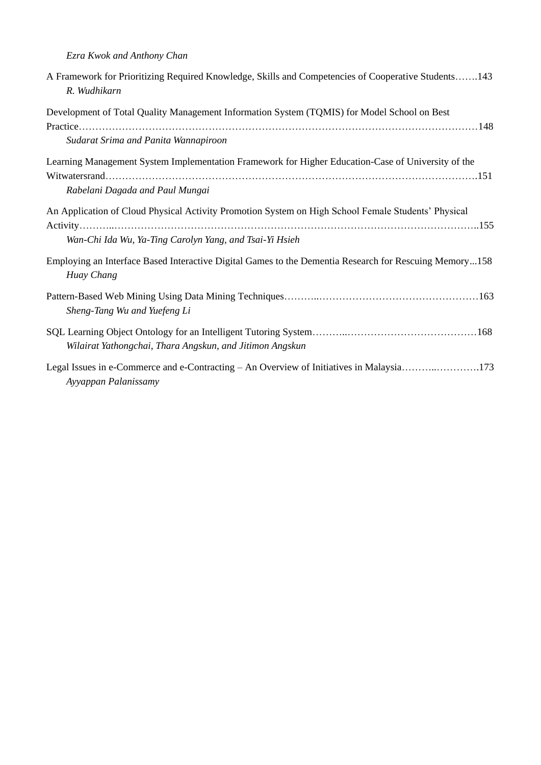*Ezra Kwok and Anthony Chan*

A Framework for Prioritizing Required Knowledge, Skills and Competencies of Cooperative Students…….143
*R. Wudhikarn*

Development of Total Quality Management Information System (TQMIS) for Model School on Best Practice……………………………………………………………………………………………………148
*Sudarat Srima and Panita Wannapiroon*

Learning Management System Implementation Framework for Higher Education-Case of University of the Witwatersrand……………………………………………………………………………………………….151
*Rabelani Dagada and Paul Mungai*

An Application of Cloud Physical Activity Promotion System on High School Female Students' Physical Activity………..……………………………………………………………………………………………..155
*Wan-Chi Ida Wu, Ya-Ting Carolyn Yang, and Tsai-Yi Hsieh*

Employing an Interface Based Interactive Digital Games to the Dementia Research for Rescuing Memory...158
*Huay Chang*

Pattern-Based Web Mining Using Data Mining Techniques………..…………………………………………163
*Sheng-Tang Wu and Yuefeng Li*

SQL Learning Object Ontology for an Intelligent Tutoring System………..…………………………………168
*Wilairat Yathongchai, Thara Angskun, and Jitimon Angskun*

Legal Issues in e-Commerce and e-Contracting – An Overview of Initiatives in Malaysia………..………….173
*Ayyappan Palanissamy*